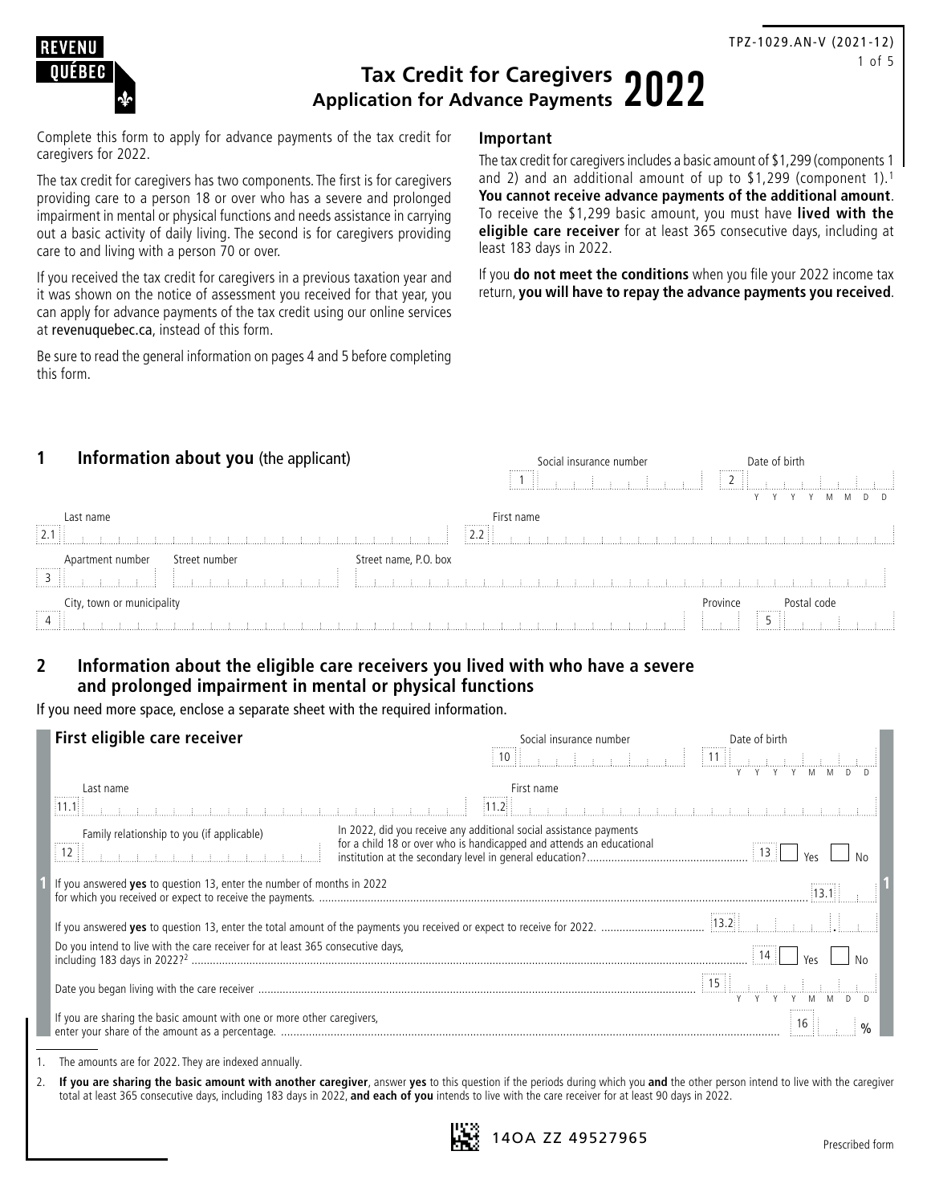REVENU QUÉBEC

TPZ-1029.AN-V (2021-12)

# Tax Credit for Caregivers Application for Advance Payments 2022

Complete this form to apply for advance payments of the tax credit for caregivers for 2022.

The tax credit for caregivers has two components. The first is for caregivers providing care to a person 18 or over who has a severe and prolonged impairment in mental or physical functions and needs assistance in carrying out a basic activity of daily living. The second is for caregivers providing care to and living with a person 70 or over.

If you received the tax credit for caregivers in a previous taxation year and it was shown on the notice of assessment you received for that year, you can apply for advance payments of the tax credit using our online services at revenuquebec.ca, instead of this form.

Be sure to read the general information on pages 4 and 5 before completing this form.

### Important

The tax credit for caregivers includes a basic amount of $1,299 (components 1 and 2) and an additional amount of up to $1,299 (component 1).[1] **You cannot receive advance payments of the additional amount**. To receive the $1,299 basic amount, you must have **lived with the eligible care receiver** for at least 365 consecutive days, including at least 183 days in 2022.

If you **do not meet the conditions** when you file your 2022 income tax return, **you will have to repay the advance payments you received**.

## 1 Information about you (the applicant)

1 Social insurance number

2 Date of birth (Y Y Y Y M M D D)

2.1 Last name

2.2 First name

3 Apartment number | Street number | Street name, P.O. box

4 City, town or municipality

Province

5 Postal code

## 2 Information about the eligible care receivers you lived with who have a severe and prolonged impairment in mental or physical functions

If you need more space, enclose a separate sheet with the required information.

### First eligible care receiver

10 Social insurance number

11 Date of birth (Y Y Y Y M M D D)

11.1 Last name

11.2 First name

12 Family relationship to you (if applicable)

In 2022, did you receive any additional social assistance payments for a child 18 or over who is handicapped and attends an educational institution at the secondary level in general education? 13 ☐ Yes ☐ No

If you answered **yes** to question 13, enter the number of months in 2022 for which you received or expect to receive the payments. 13.1

If you answered **yes** to question 13, enter the total amount of the payments you received or expect to receive for 2022. 13.2

Do you intend to live with the care receiver for at least 365 consecutive days, including 183 days in 2022?[2] 14 ☐ Yes ☐ No

Date you began living with the care receiver 15 (Y Y Y Y M M D D)

If you are sharing the basic amount with one or more other caregivers, enter your share of the amount as a percentage. 16 %

1. The amounts are for 2022. They are indexed annually.
2. **If you are sharing the basic amount with another caregiver**, answer **yes** to this question if the periods during which you **and** the other person intend to live with the caregiver total at least 365 consecutive days, including 183 days in 2022, **and each of you** intends to live with the care receiver for at least 90 days in 2022.

14OA ZZ 49527965

Prescribed form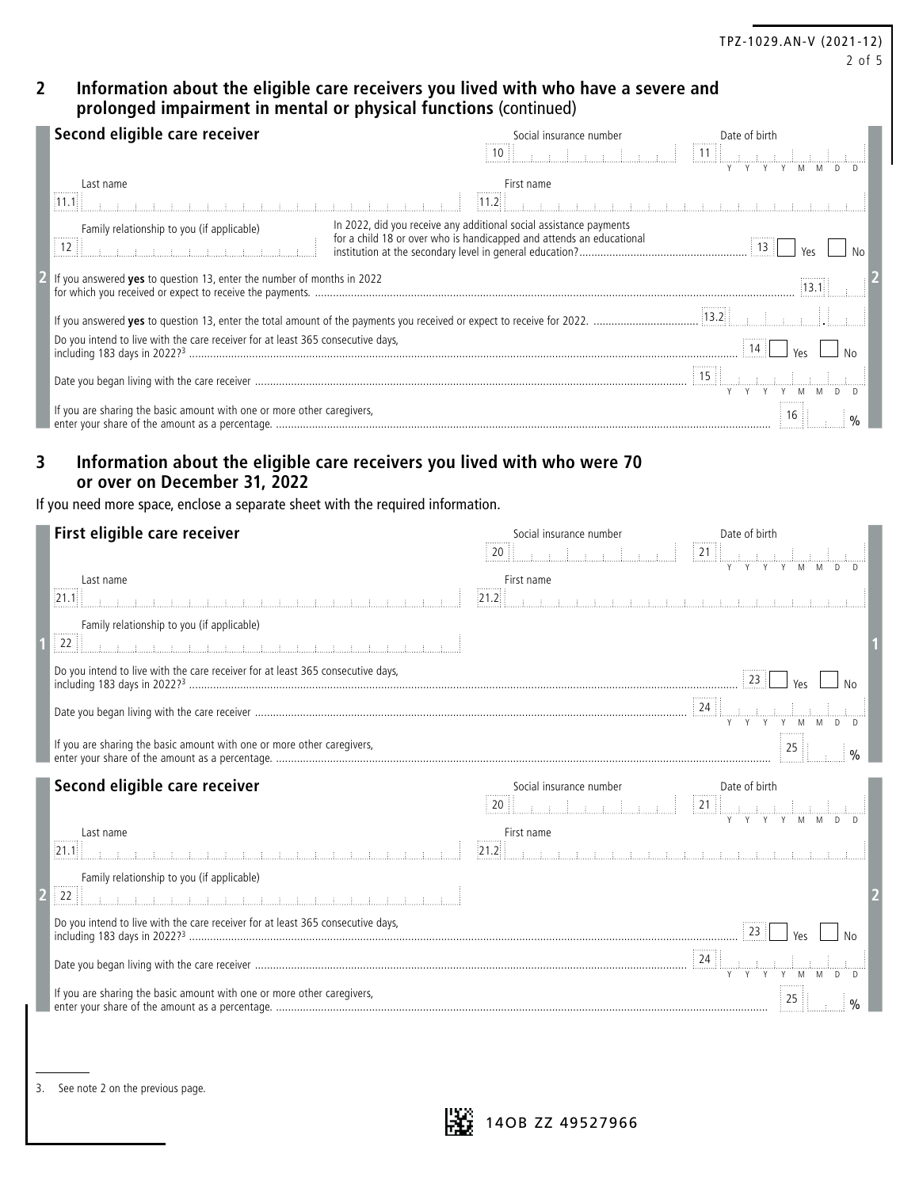## 2 Information about the eligible care receivers you lived with who have a severe and prolonged impairment in mental or physical functions (continued)

### Second eligible care receiver

Social insurance number 10

Date of birth 11 (YYYYMMDD)

Last name 11.1

First name 11.2

Family relationship to you (if applicable) 12

In 2022, did you receive any additional social assistance payments for a child 18 or over who is handicapped and attends an educational institution at the secondary level in general education? 13 Yes / No

If you answered **yes** to question 13, enter the number of months in 2022 for which you received or expect to receive the payments. 13.1

If you answered **yes** to question 13, enter the total amount of the payments you received or expect to receive for 2022. 13.2

Do you intend to live with the care receiver for at least 365 consecutive days, including 183 days in 2022?[3] 14 Yes / No

Date you began living with the care receiver 15 (YYYYMMDD)

If you are sharing the basic amount with one or more other caregivers, enter your share of the amount as a percentage. 16 %

## 3 Information about the eligible care receivers you lived with who were 70 or over on December 31, 2022

If you need more space, enclose a separate sheet with the required information.

### First eligible care receiver

Social insurance number 20

Date of birth 21 (YYYYMMDD)

Last name 21.1

First name 21.2

Family relationship to you (if applicable) 22

Do you intend to live with the care receiver for at least 365 consecutive days, including 183 days in 2022?[3] 23 Yes / No

Date you began living with the care receiver 24 (YYYYMMDD)

If you are sharing the basic amount with one or more other caregivers, enter your share of the amount as a percentage. 25 %

### Second eligible care receiver

Social insurance number 20

Date of birth 21 (YYYYMMDD)

Last name 21.1

First name 21.2

Family relationship to you (if applicable) 22

Do you intend to live with the care receiver for at least 365 consecutive days, including 183 days in 2022?[3] 23 Yes / No

Date you began living with the care receiver 24 (YYYYMMDD)

If you are sharing the basic amount with one or more other caregivers, enter your share of the amount as a percentage. 25 %

---

3. See note 2 on the previous page.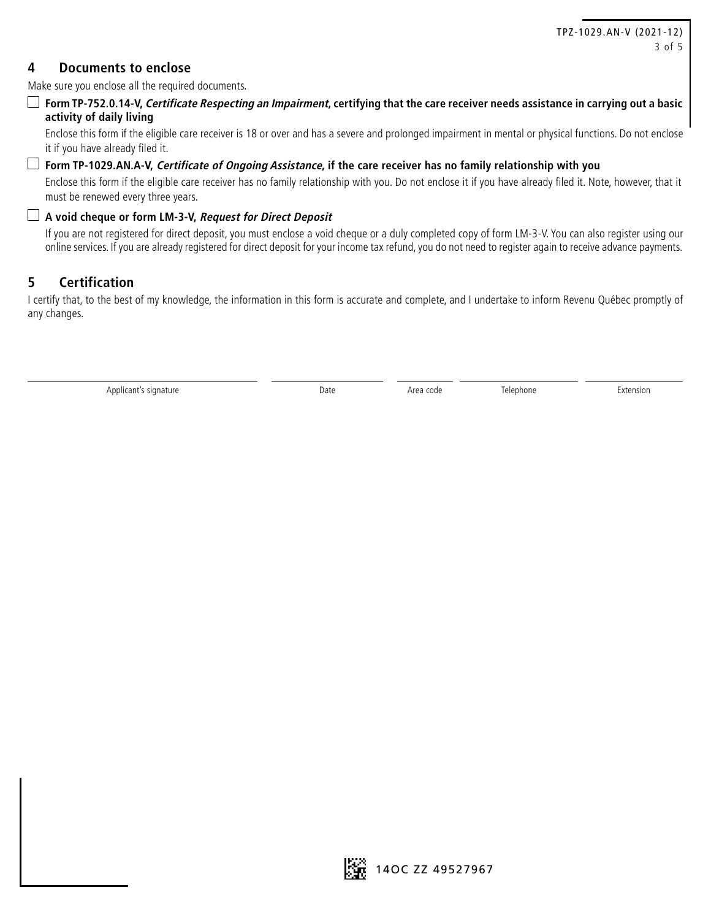## 4 Documents to enclose

Make sure you enclose all the required documents.

☐ **Form TP-752.0.14-V, *Certificate Respecting an Impairment*, certifying that the care receiver needs assistance in carrying out a basic activity of daily living**

Enclose this form if the eligible care receiver is 18 or over and has a severe and prolonged impairment in mental or physical functions. Do not enclose it if you have already filed it.

☐ **Form TP-1029.AN.A-V, *Certificate of Ongoing Assistance*, if the care receiver has no family relationship with you**

Enclose this form if the eligible care receiver has no family relationship with you. Do not enclose it if you have already filed it. Note, however, that it must be renewed every three years.

☐ **A void cheque or form LM-3-V, *Request for Direct Deposit***

If you are not registered for direct deposit, you must enclose a void cheque or a duly completed copy of form LM-3-V. You can also register using our online services. If you are already registered for direct deposit for your income tax refund, you do not need to register again to receive advance payments.

## 5 Certification

I certify that, to the best of my knowledge, the information in this form is accurate and complete, and I undertake to inform Revenu Québec promptly of any changes.

| Applicant's signature | Date | Area code | Telephone | Extension |
|---|---|---|---|---|
| | | | | |

14OC ZZ 49527967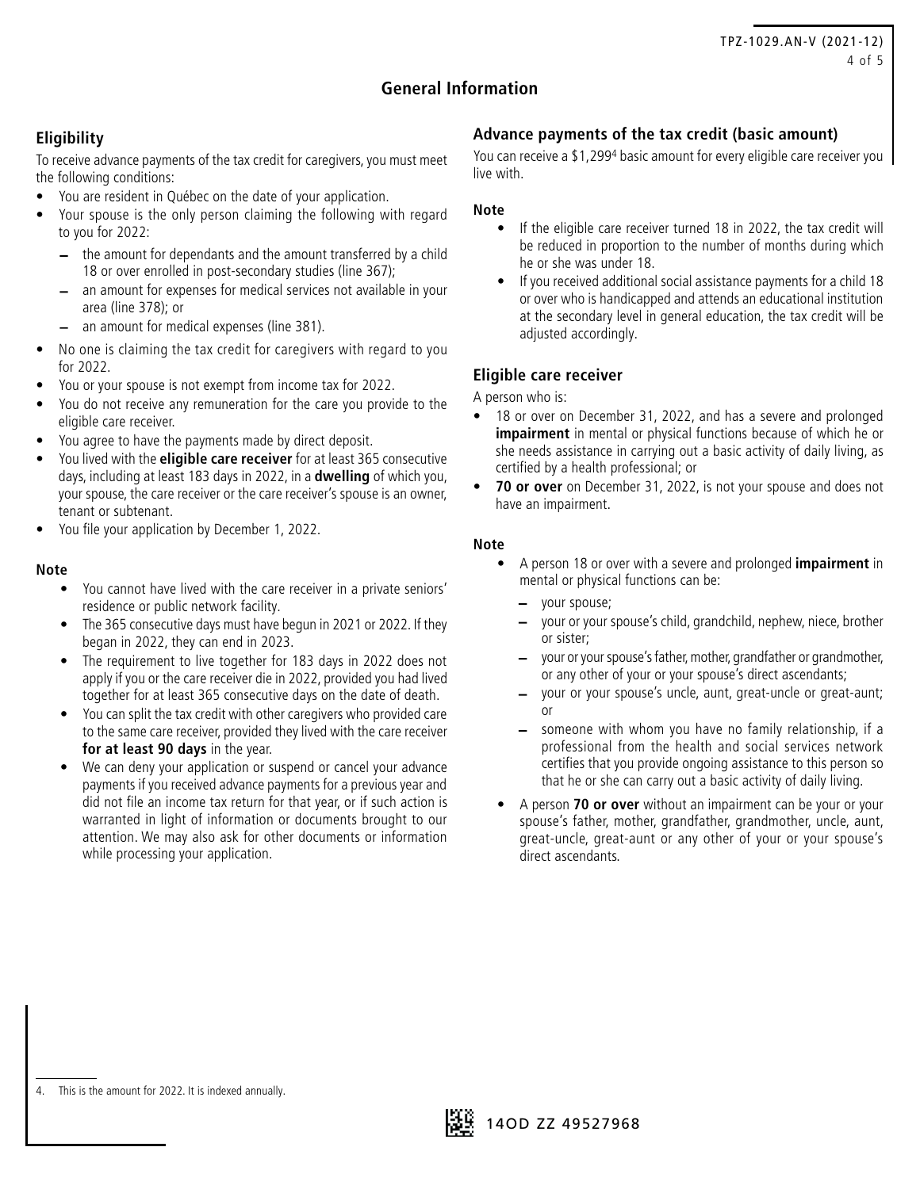## General Information

### Eligibility

To receive advance payments of the tax credit for caregivers, you must meet the following conditions:

- You are resident in Québec on the date of your application.
- Your spouse is the only person claiming the following with regard to you for 2022:
  - the amount for dependants and the amount transferred by a child 18 or over enrolled in post-secondary studies (line 367);
  - an amount for expenses for medical services not available in your area (line 378); or
  - an amount for medical expenses (line 381).
- No one is claiming the tax credit for caregivers with regard to you for 2022.
- You or your spouse is not exempt from income tax for 2022.
- You do not receive any remuneration for the care you provide to the eligible care receiver.
- You agree to have the payments made by direct deposit.
- You lived with the **eligible care receiver** for at least 365 consecutive days, including at least 183 days in 2022, in a **dwelling** of which you, your spouse, the care receiver or the care receiver's spouse is an owner, tenant or subtenant.
- You file your application by December 1, 2022.

**Note**

- You cannot have lived with the care receiver in a private seniors' residence or public network facility.
- The 365 consecutive days must have begun in 2021 or 2022. If they began in 2022, they can end in 2023.
- The requirement to live together for 183 days in 2022 does not apply if you or the care receiver die in 2022, provided you had lived together for at least 365 consecutive days on the date of death.
- You can split the tax credit with other caregivers who provided care to the same care receiver, provided they lived with the care receiver **for at least 90 days** in the year.
- We can deny your application or suspend or cancel your advance payments if you received advance payments for a previous year and did not file an income tax return for that year, or if such action is warranted in light of information or documents brought to our attention. We may also ask for other documents or information while processing your application.

### Advance payments of the tax credit (basic amount)

You can receive a $1,299[4] basic amount for every eligible care receiver you live with.

**Note**

- If the eligible care receiver turned 18 in 2022, the tax credit will be reduced in proportion to the number of months during which he or she was under 18.
- If you received additional social assistance payments for a child 18 or over who is handicapped and attends an educational institution at the secondary level in general education, the tax credit will be adjusted accordingly.

### Eligible care receiver

A person who is:

- 18 or over on December 31, 2022, and has a severe and prolonged **impairment** in mental or physical functions because of which he or she needs assistance in carrying out a basic activity of daily living, as certified by a health professional; or
- **70 or over** on December 31, 2022, is not your spouse and does not have an impairment.

**Note**

- A person 18 or over with a severe and prolonged **impairment** in mental or physical functions can be:
  - your spouse;
  - your or your spouse's child, grandchild, nephew, niece, brother or sister;
  - your or your spouse's father, mother, grandfather or grandmother, or any other of your or your spouse's direct ascendants;
  - your or your spouse's uncle, aunt, great-uncle or great-aunt; or
  - someone with whom you have no family relationship, if a professional from the health and social services network certifies that you provide ongoing assistance to this person so that he or she can carry out a basic activity of daily living.
- A person **70 or over** without an impairment can be your or your spouse's father, mother, grandfather, grandmother, uncle, aunt, great-uncle, great-aunt or any other of your or your spouse's direct ascendants.

4. This is the amount for 2022. It is indexed annually.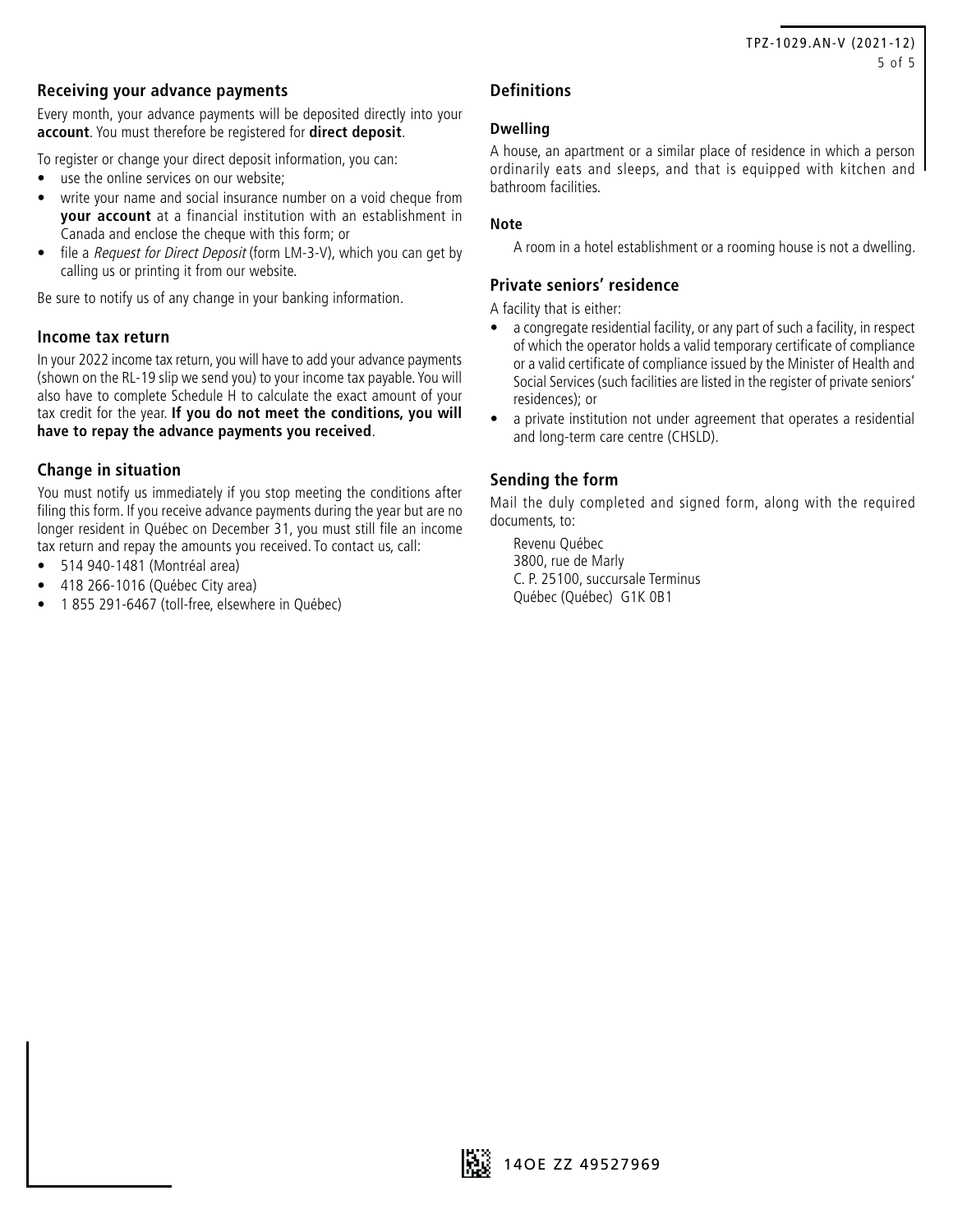## Receiving your advance payments

Every month, your advance payments will be deposited directly into your **account**. You must therefore be registered for **direct deposit**.

To register or change your direct deposit information, you can:

- use the online services on our website;
- write your name and social insurance number on a void cheque from **your account** at a financial institution with an establishment in Canada and enclose the cheque with this form; or
- file a *Request for Direct Deposit* (form LM-3-V), which you can get by calling us or printing it from our website.

Be sure to notify us of any change in your banking information.

## Income tax return

In your 2022 income tax return, you will have to add your advance payments (shown on the RL-19 slip we send you) to your income tax payable. You will also have to complete Schedule H to calculate the exact amount of your tax credit for the year. **If you do not meet the conditions, you will have to repay the advance payments you received**.

## Change in situation

You must notify us immediately if you stop meeting the conditions after filing this form. If you receive advance payments during the year but are no longer resident in Québec on December 31, you must still file an income tax return and repay the amounts you received. To contact us, call:

- 514 940-1481 (Montréal area)
- 418 266-1016 (Québec City area)
- 1 855 291-6467 (toll-free, elsewhere in Québec)

## Definitions

### Dwelling

A house, an apartment or a similar place of residence in which a person ordinarily eats and sleeps, and that is equipped with kitchen and bathroom facilities.

**Note**

A room in a hotel establishment or a rooming house is not a dwelling.

### Private seniors' residence

A facility that is either:

- a congregate residential facility, or any part of such a facility, in respect of which the operator holds a valid temporary certificate of compliance or a valid certificate of compliance issued by the Minister of Health and Social Services (such facilities are listed in the register of private seniors' residences); or
- a private institution not under agreement that operates a residential and long-term care centre (CHSLD).

## Sending the form

Mail the duly completed and signed form, along with the required documents, to:

Revenu Québec
3800, rue de Marly
C. P. 25100, succursale Terminus
Québec (Québec) G1K 0B1

14OE ZZ 49527969